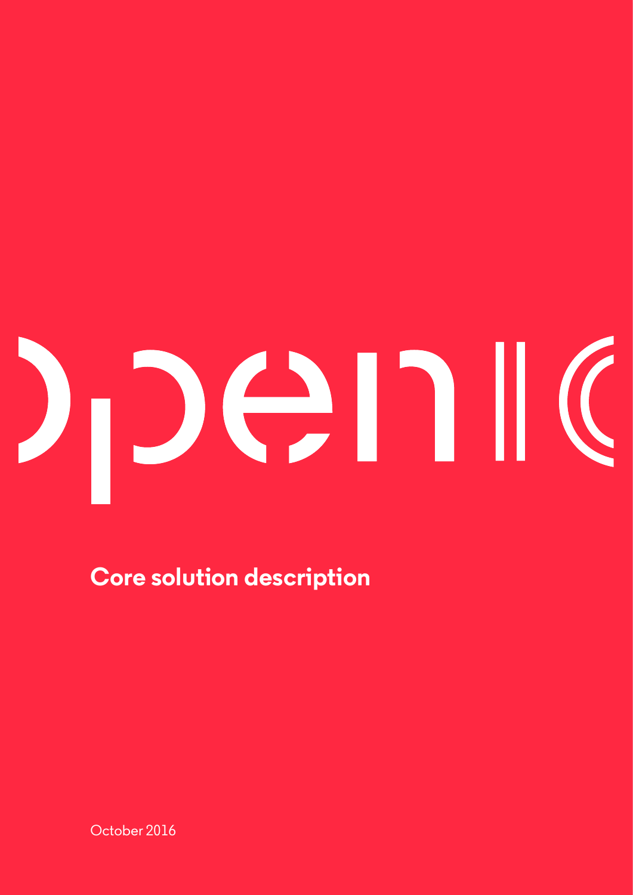# openIO

## Core solution description

October 2016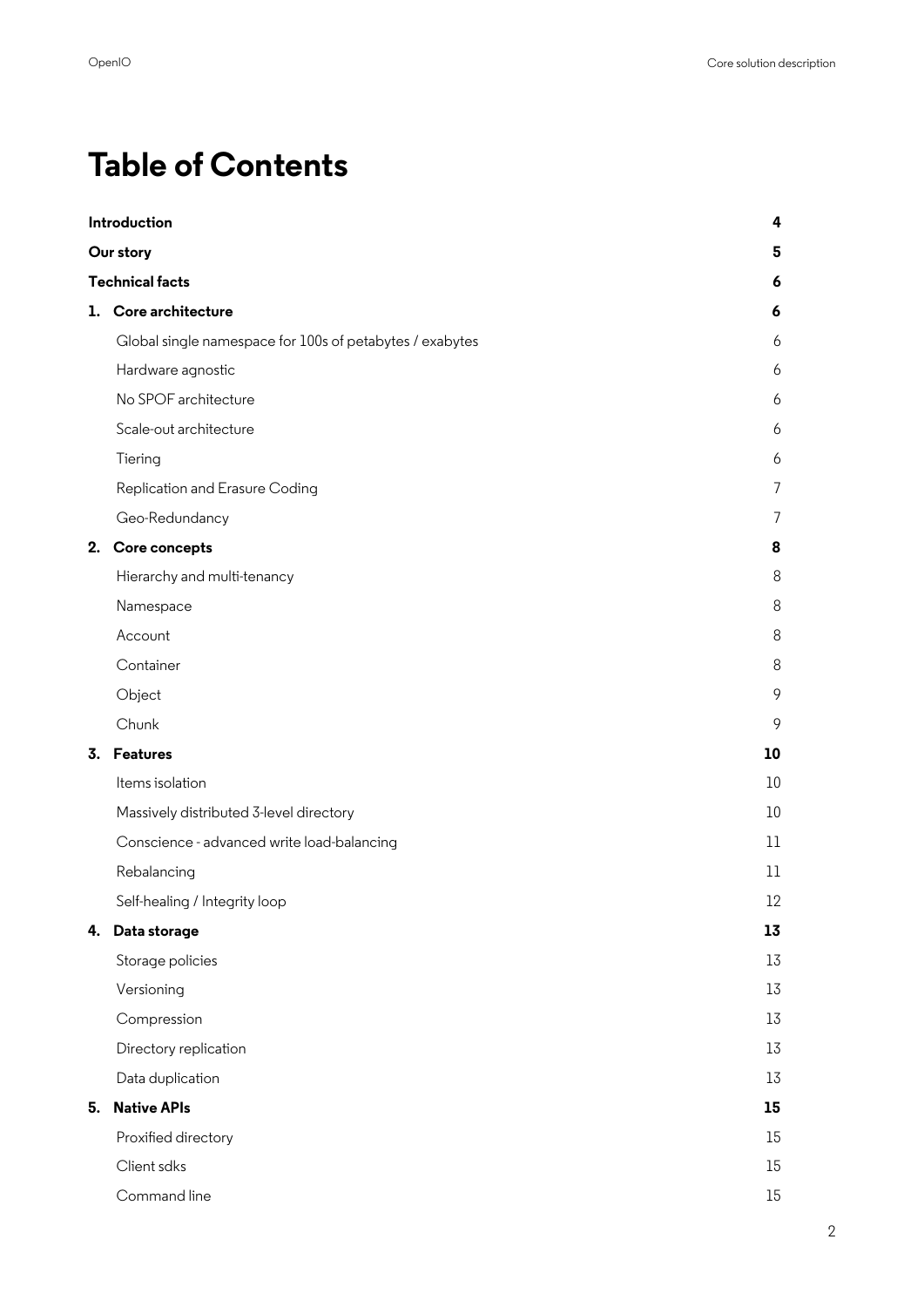# Table of Contents

| | |
|---|---|
| **Introduction** | **4** |
| **Our story** | **5** |
| **Technical facts** | **6** |
| **1. Core architecture** | **6** |
| Global single namespace for 100s of petabytes / exabytes | 6 |
| Hardware agnostic | 6 |
| No SPOF architecture | 6 |
| Scale-out architecture | 6 |
| Tiering | 6 |
| Replication and Erasure Coding | 7 |
| Geo-Redundancy | 7 |
| **2. Core concepts** | **8** |
| Hierarchy and multi-tenancy | 8 |
| Namespace | 8 |
| Account | 8 |
| Container | 8 |
| Object | 9 |
| Chunk | 9 |
| **3. Features** | **10** |
| Items isolation | 10 |
| Massively distributed 3-level directory | 10 |
| Conscience - advanced write load-balancing | 11 |
| Rebalancing | 11 |
| Self-healing / Integrity loop | 12 |
| **4. Data storage** | **13** |
| Storage policies | 13 |
| Versioning | 13 |
| Compression | 13 |
| Directory replication | 13 |
| Data duplication | 13 |
| **5. Native APIs** | **15** |
| Proxified directory | 15 |
| Client sdks | 15 |
| Command line | 15 |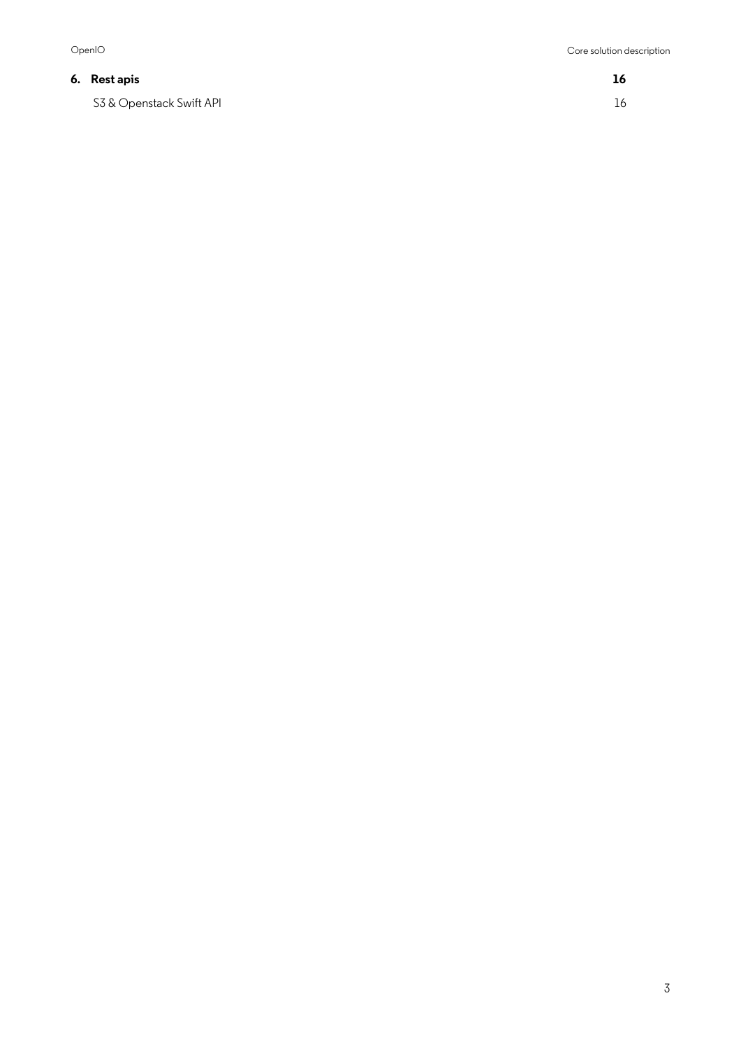**6. Rest apis** **16**

S3 & Openstack Swift API 16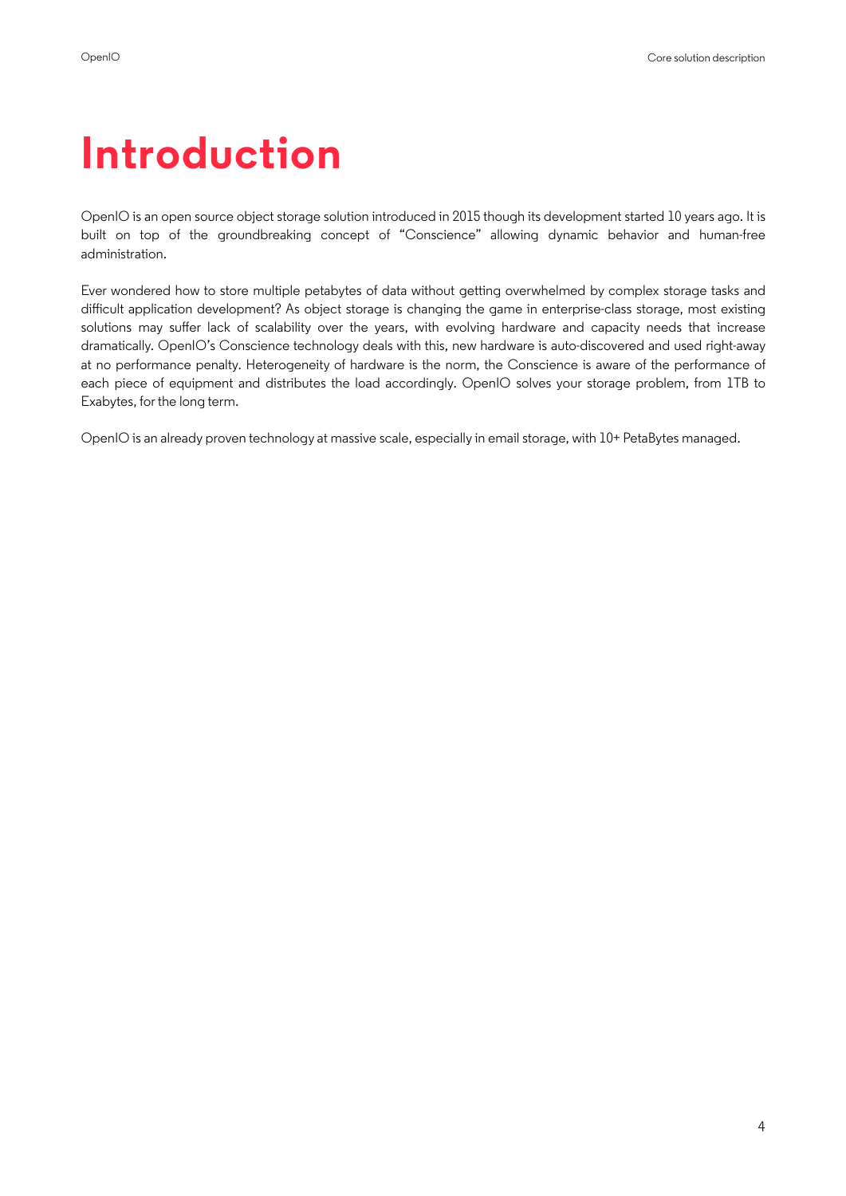# Introduction

OpenIO is an open source object storage solution introduced in 2015 though its development started 10 years ago. It is built on top of the groundbreaking concept of "Conscience" allowing dynamic behavior and human-free administration.

Ever wondered how to store multiple petabytes of data without getting overwhelmed by complex storage tasks and difficult application development? As object storage is changing the game in enterprise-class storage, most existing solutions may suffer lack of scalability over the years, with evolving hardware and capacity needs that increase dramatically. OpenIO's Conscience technology deals with this, new hardware is auto-discovered and used right-away at no performance penalty. Heterogeneity of hardware is the norm, the Conscience is aware of the performance of each piece of equipment and distributes the load accordingly. OpenIO solves your storage problem, from 1TB to Exabytes, for the long term.

OpenIO is an already proven technology at massive scale, especially in email storage, with 10+ PetaBytes managed.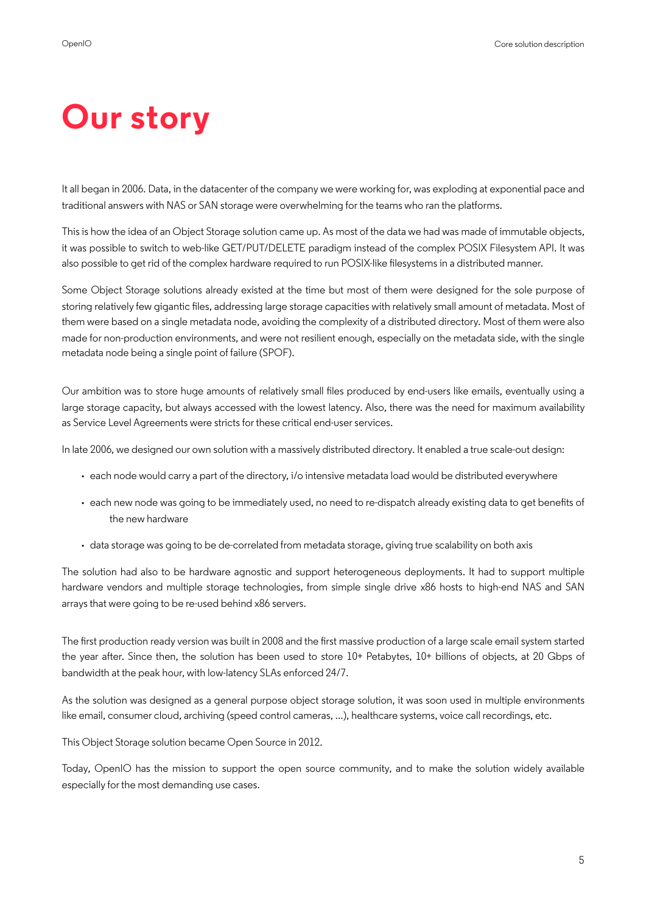# Our story

It all began in 2006. Data, in the datacenter of the company we were working for, was exploding at exponential pace and traditional answers with NAS or SAN storage were overwhelming for the teams who ran the platforms.

This is how the idea of an Object Storage solution came up. As most of the data we had was made of immutable objects, it was possible to switch to web-like GET/PUT/DELETE paradigm instead of the complex POSIX Filesystem API. It was also possible to get rid of the complex hardware required to run POSIX-like filesystems in a distributed manner.

Some Object Storage solutions already existed at the time but most of them were designed for the sole purpose of storing relatively few gigantic files, addressing large storage capacities with relatively small amount of metadata. Most of them were based on a single metadata node, avoiding the complexity of a distributed directory. Most of them were also made for non-production environments, and were not resilient enough, especially on the metadata side, with the single metadata node being a single point of failure (SPOF).

Our ambition was to store huge amounts of relatively small files produced by end-users like emails, eventually using a large storage capacity, but always accessed with the lowest latency. Also, there was the need for maximum availability as Service Level Agreements were stricts for these critical end-user services.

In late 2006, we designed our own solution with a massively distributed directory. It enabled a true scale-out design:

- each node would carry a part of the directory, i/o intensive metadata load would be distributed everywhere
- each new node was going to be immediately used, no need to re-dispatch already existing data to get benefits of the new hardware
- data storage was going to be de-correlated from metadata storage, giving true scalability on both axis

The solution had also to be hardware agnostic and support heterogeneous deployments. It had to support multiple hardware vendors and multiple storage technologies, from simple single drive x86 hosts to high-end NAS and SAN arrays that were going to be re-used behind x86 servers.

The first production ready version was built in 2008 and the first massive production of a large scale email system started the year after. Since then, the solution has been used to store 10+ Petabytes, 10+ billions of objects, at 20 Gbps of bandwidth at the peak hour, with low-latency SLAs enforced 24/7.

As the solution was designed as a general purpose object storage solution, it was soon used in multiple environments like email, consumer cloud, archiving (speed control cameras, ...), healthcare systems, voice call recordings, etc.

This Object Storage solution became Open Source in 2012.

Today, OpenIO has the mission to support the open source community, and to make the solution widely available especially for the most demanding use cases.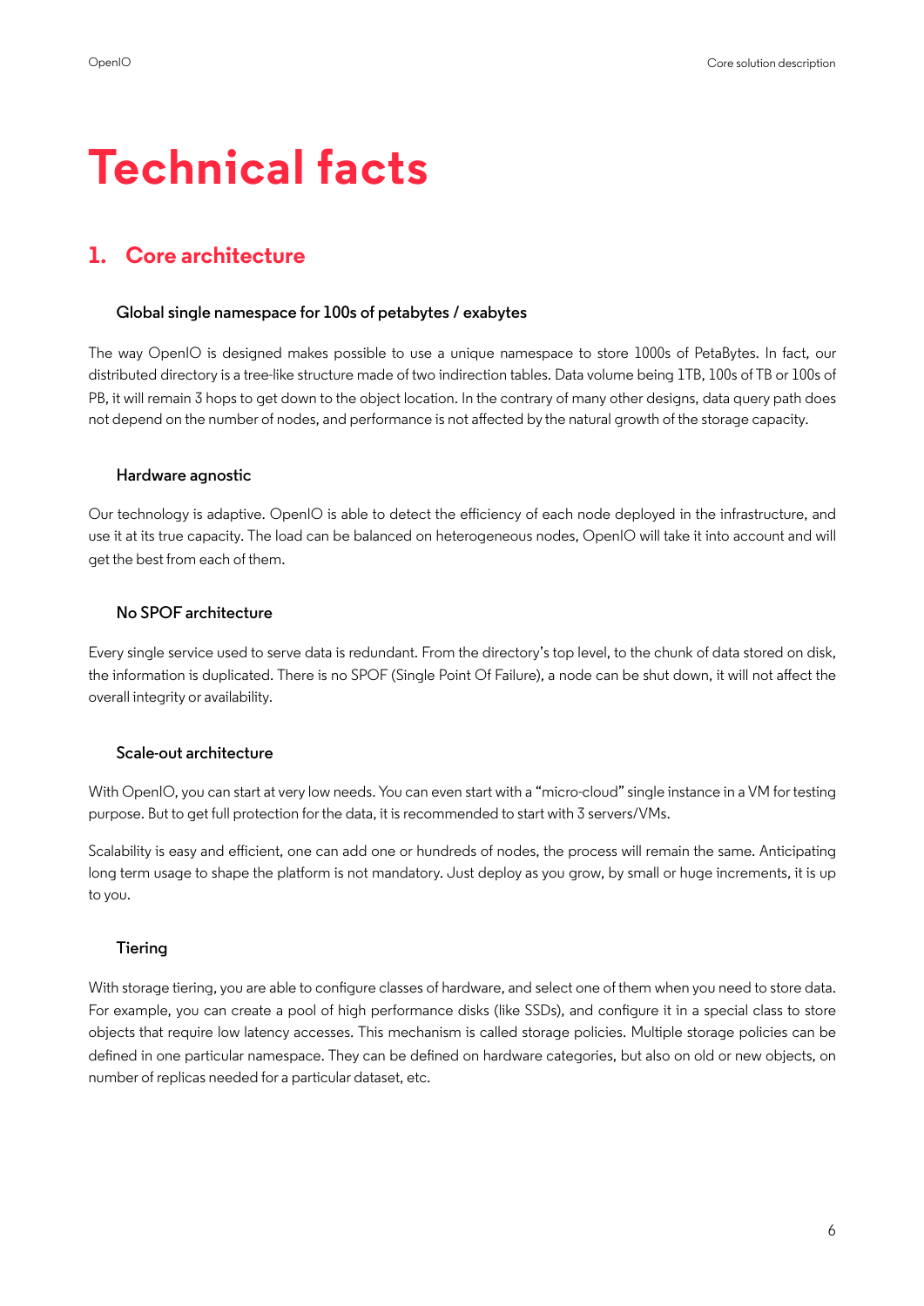# Technical facts

## 1. Core architecture

### Global single namespace for 100s of petabytes / exabytes

The way OpenIO is designed makes possible to use a unique namespace to store 1000s of PetaBytes. In fact, our distributed directory is a tree-like structure made of two indirection tables. Data volume being 1TB, 100s of TB or 100s of PB, it will remain 3 hops to get down to the object location. In the contrary of many other designs, data query path does not depend on the number of nodes, and performance is not affected by the natural growth of the storage capacity.

### Hardware agnostic

Our technology is adaptive. OpenIO is able to detect the efficiency of each node deployed in the infrastructure, and use it at its true capacity. The load can be balanced on heterogeneous nodes, OpenIO will take it into account and will get the best from each of them.

### No SPOF architecture

Every single service used to serve data is redundant. From the directory's top level, to the chunk of data stored on disk, the information is duplicated. There is no SPOF (Single Point Of Failure), a node can be shut down, it will not affect the overall integrity or availability.

### Scale-out architecture

With OpenIO, you can start at very low needs. You can even start with a "micro-cloud" single instance in a VM for testing purpose. But to get full protection for the data, it is recommended to start with 3 servers/VMs.

Scalability is easy and efficient, one can add one or hundreds of nodes, the process will remain the same. Anticipating long term usage to shape the platform is not mandatory. Just deploy as you grow, by small or huge increments, it is up to you.

### Tiering

With storage tiering, you are able to configure classes of hardware, and select one of them when you need to store data. For example, you can create a pool of high performance disks (like SSDs), and configure it in a special class to store objects that require low latency accesses. This mechanism is called storage policies. Multiple storage policies can be defined in one particular namespace. They can be defined on hardware categories, but also on old or new objects, on number of replicas needed for a particular dataset, etc.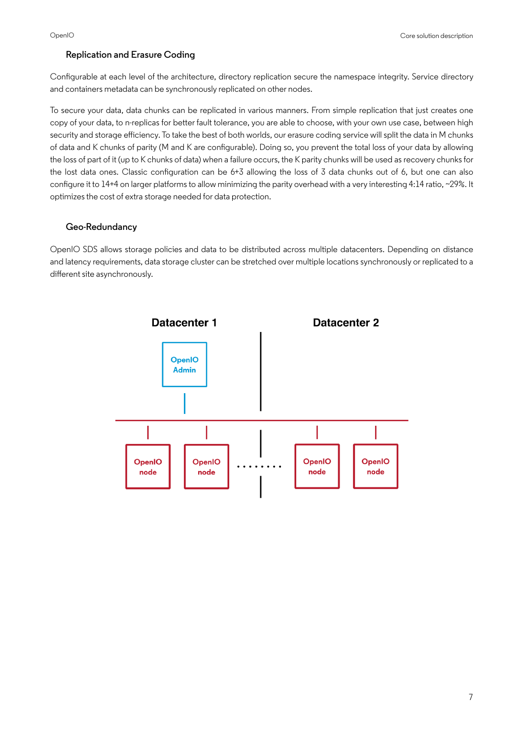### Replication and Erasure Coding

Configurable at each level of the architecture, directory replication secure the namespace integrity. Service directory and containers metadata can be synchronously replicated on other nodes.

To secure your data, data chunks can be replicated in various manners. From simple replication that just creates one copy of your data, to n-replicas for better fault tolerance, you are able to choose, with your own use case, between high security and storage efficiency. To take the best of both worlds, our erasure coding service will split the data in M chunks of data and K chunks of parity (M and K are configurable). Doing so, you prevent the total loss of your data by allowing the loss of part of it (up to K chunks of data) when a failure occurs, the K parity chunks will be used as recovery chunks for the lost data ones. Classic configuration can be 6+3 allowing the loss of 3 data chunks out of 6, but one can also configure it to 14+4 on larger platforms to allow minimizing the parity overhead with a very interesting 4:14 ratio, ~29%. It optimizes the cost of extra storage needed for data protection.

### Geo-Redundancy

OpenIO SDS allows storage policies and data to be distributed across multiple datacenters. Depending on distance and latency requirements, data storage cluster can be stretched over multiple locations synchronously or replicated to a different site asynchronously.

Datacenter 1 | Datacenter 2

OpenIO Admin

OpenIO node | OpenIO node | ........ | OpenIO node | OpenIO node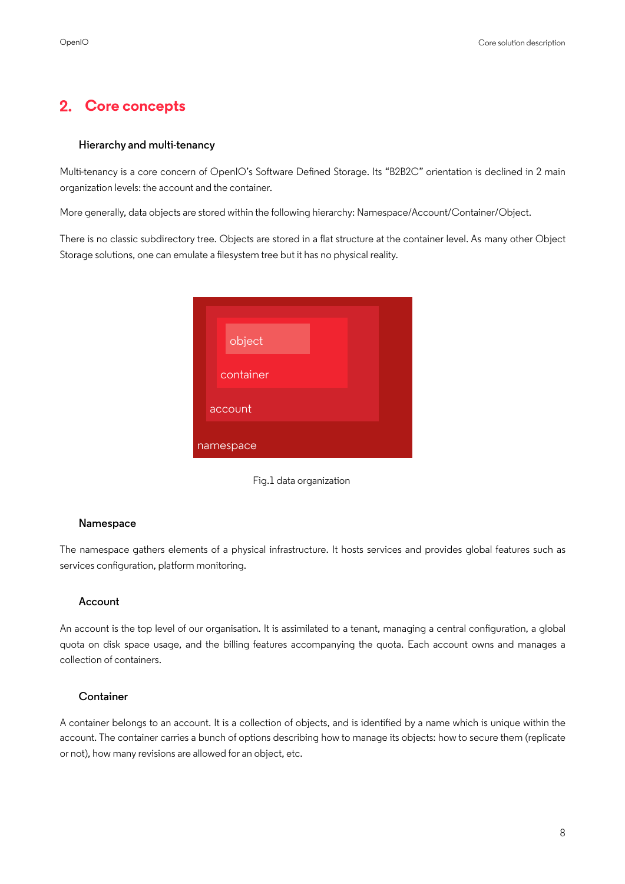## 2. Core concepts

### Hierarchy and multi-tenancy

Multi-tenancy is a core concern of OpenIO's Software Defined Storage. Its "B2B2C" orientation is declined in 2 main organization levels: the account and the container.

More generally, data objects are stored within the following hierarchy: Namespace/Account/Container/Object.

There is no classic subdirectory tree. Objects are stored in a flat structure at the container level. As many other Object Storage solutions, one can emulate a filesystem tree but it has no physical reality.

object

container

account

namespace

Fig.1 data organization

### Namespace

The namespace gathers elements of a physical infrastructure. It hosts services and provides global features such as services configuration, platform monitoring.

### Account

An account is the top level of our organisation. It is assimilated to a tenant, managing a central configuration, a global quota on disk space usage, and the billing features accompanying the quota. Each account owns and manages a collection of containers.

### Container

A container belongs to an account. It is a collection of objects, and is identified by a name which is unique within the account. The container carries a bunch of options describing how to manage its objects: how to secure them (replicate or not), how many revisions are allowed for an object, etc.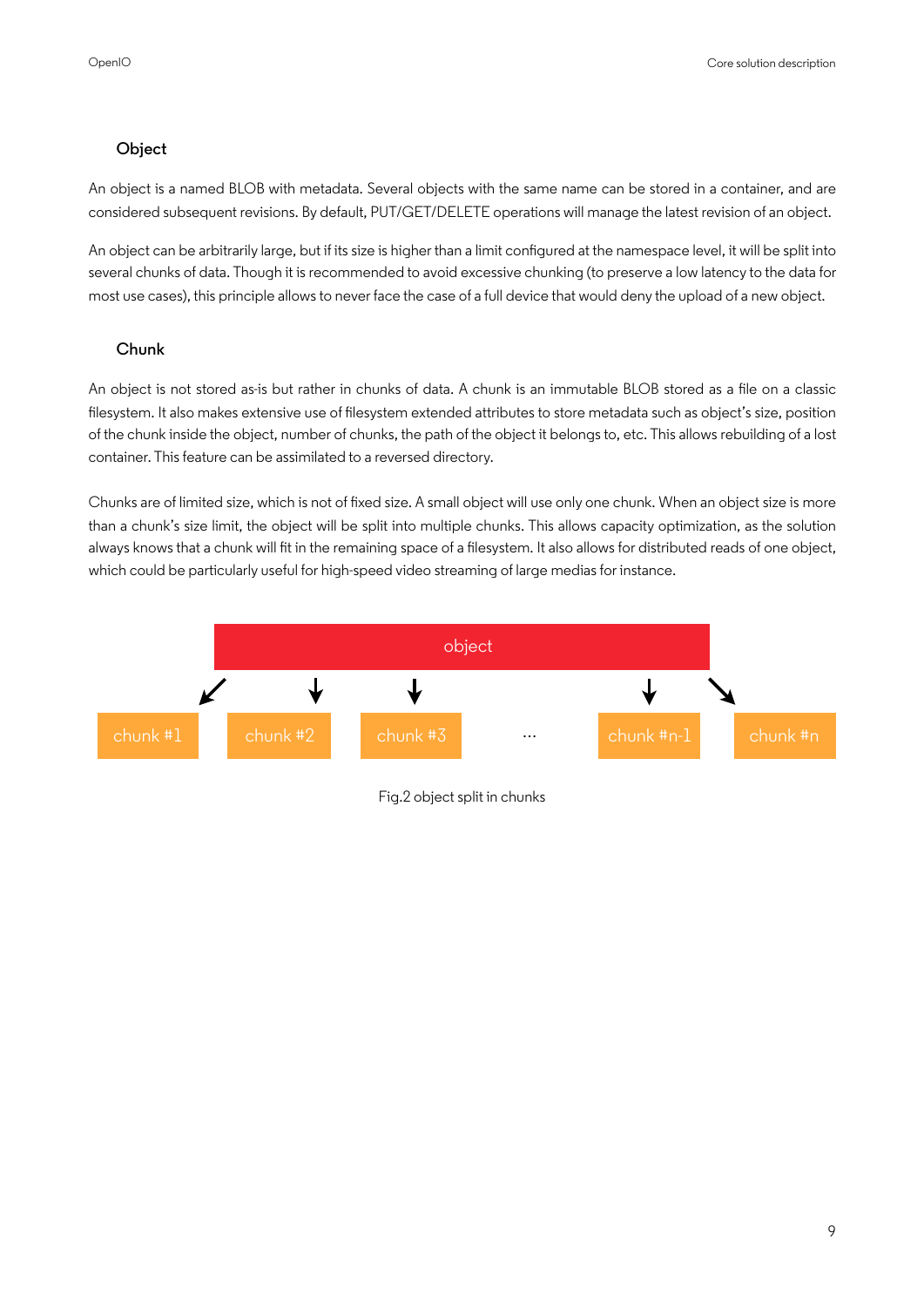### Object

An object is a named BLOB with metadata. Several objects with the same name can be stored in a container, and are considered subsequent revisions. By default, PUT/GET/DELETE operations will manage the latest revision of an object.

An object can be arbitrarily large, but if its size is higher than a limit configured at the namespace level, it will be split into several chunks of data. Though it is recommended to avoid excessive chunking (to preserve a low latency to the data for most use cases), this principle allows to never face the case of a full device that would deny the upload of a new object.

### Chunk

An object is not stored as-is but rather in chunks of data. A chunk is an immutable BLOB stored as a file on a classic filesystem. It also makes extensive use of filesystem extended attributes to store metadata such as object's size, position of the chunk inside the object, number of chunks, the path of the object it belongs to, etc. This allows rebuilding of a lost container. This feature can be assimilated to a reversed directory.

Chunks are of limited size, which is not of fixed size. A small object will use only one chunk. When an object size is more than a chunk's size limit, the object will be split into multiple chunks. This allows capacity optimization, as the solution always knows that a chunk will fit in the remaining space of a filesystem. It also allows for distributed reads of one object, which could be particularly useful for high-speed video streaming of large medias for instance.

object

chunk #1 | chunk #2 | chunk #3 | ... | chunk #n-1 | chunk #n

Fig.2 object split in chunks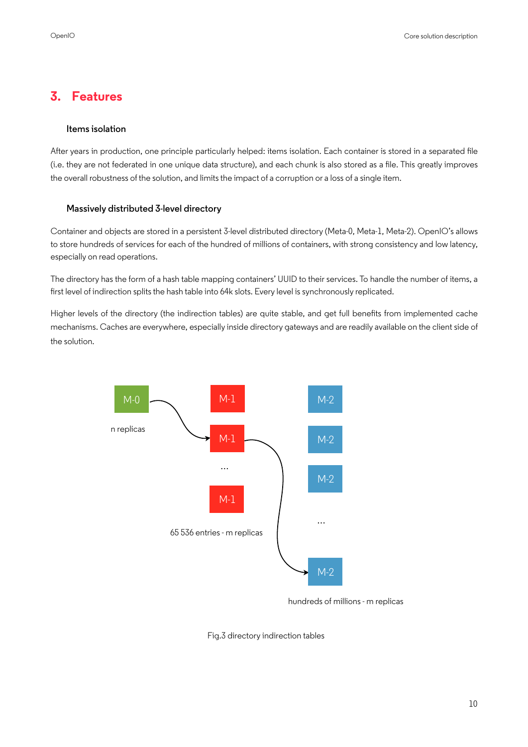# 3. Features

### Items isolation

After years in production, one principle particularly helped: items isolation. Each container is stored in a separated file (i.e. they are not federated in one unique data structure), and each chunk is also stored as a file. This greatly improves the overall robustness of the solution, and limits the impact of a corruption or a loss of a single item.

### Massively distributed 3-level directory

Container and objects are stored in a persistent 3-level distributed directory (Meta-0, Meta-1, Meta-2). OpenIO's allows to store hundreds of services for each of the hundred of millions of containers, with strong consistency and low latency, especially on read operations.

The directory has the form of a hash table mapping containers' UUID to their services. To handle the number of items, a first level of indirection splits the hash table into 64k slots. Every level is synchronously replicated.

Higher levels of the directory (the indirection tables) are quite stable, and get full benefits from implemented cache mechanisms. Caches are everywhere, especially inside directory gateways and are readily available on the client side of the solution.

M-0

n replicas

M-1

M-1

...

M-1

65 536 entries - m replicas

M-2

M-2

M-2

...

M-2

hundreds of millions - m replicas

Fig.3 directory indirection tables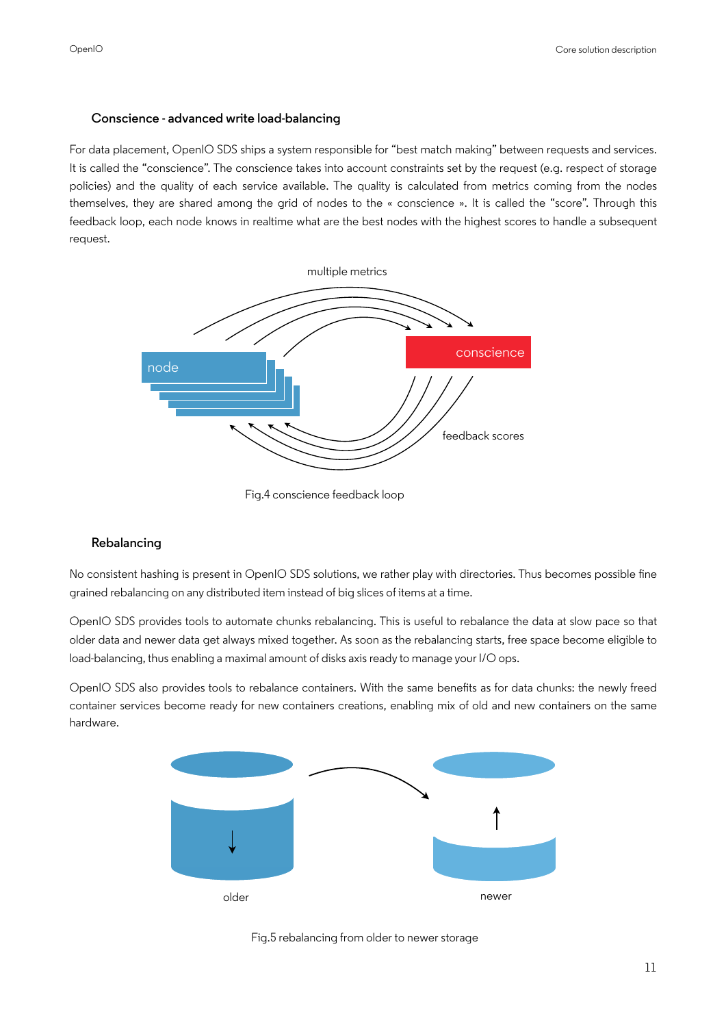### Conscience - advanced write load-balancing

For data placement, OpenIO SDS ships a system responsible for “best match making” between requests and services. It is called the “conscience”. The conscience takes into account constraints set by the request (e.g. respect of storage policies) and the quality of each service available. The quality is calculated from metrics coming from the nodes themselves, they are shared among the grid of nodes to the « conscience ». It is called the “score”. Through this feedback loop, each node knows in realtime what are the best nodes with the highest scores to handle a subsequent request.

Fig.4 conscience feedback loop

### Rebalancing

No consistent hashing is present in OpenIO SDS solutions, we rather play with directories. Thus becomes possible fine grained rebalancing on any distributed item instead of big slices of items at a time.

OpenIO SDS provides tools to automate chunks rebalancing. This is useful to rebalance the data at slow pace so that older data and newer data get always mixed together. As soon as the rebalancing starts, free space become eligible to load-balancing, thus enabling a maximal amount of disks axis ready to manage your I/O ops.

OpenIO SDS also provides tools to rebalance containers. With the same benefits as for data chunks: the newly freed container services become ready for new containers creations, enabling mix of old and new containers on the same hardware.

Fig.5 rebalancing from older to newer storage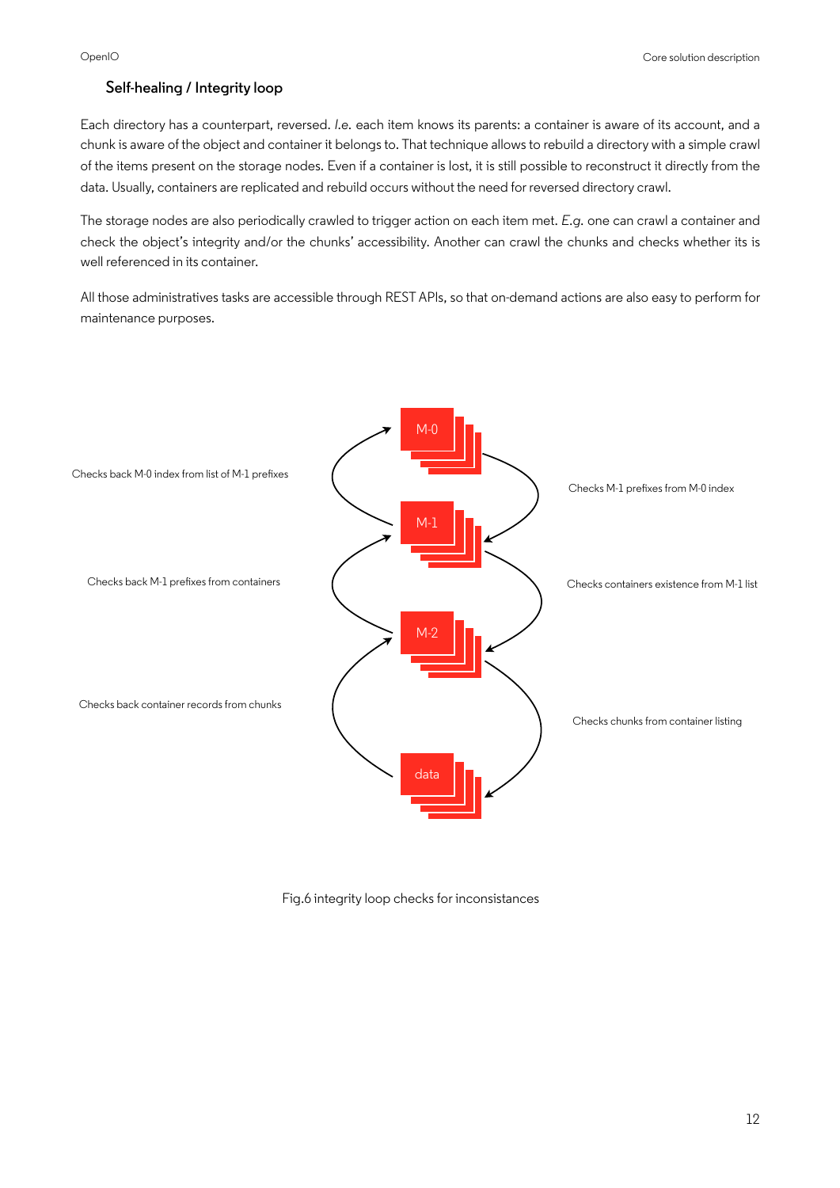## Self-healing / Integrity loop

Each directory has a counterpart, reversed. *I.e.* each item knows its parents: a container is aware of its account, and a chunk is aware of the object and container it belongs to. That technique allows to rebuild a directory with a simple crawl of the items present on the storage nodes. Even if a container is lost, it is still possible to reconstruct it directly from the data. Usually, containers are replicated and rebuild occurs without the need for reversed directory crawl.

The storage nodes are also periodically crawled to trigger action on each item met. *E.g.* one can crawl a container and check the object's integrity and/or the chunks' accessibility. Another can crawl the chunks and checks whether its is well referenced in its container.

All those administratives tasks are accessible through REST APIs, so that on-demand actions are also easy to perform for maintenance purposes.

Fig.6 integrity loop checks for inconsistances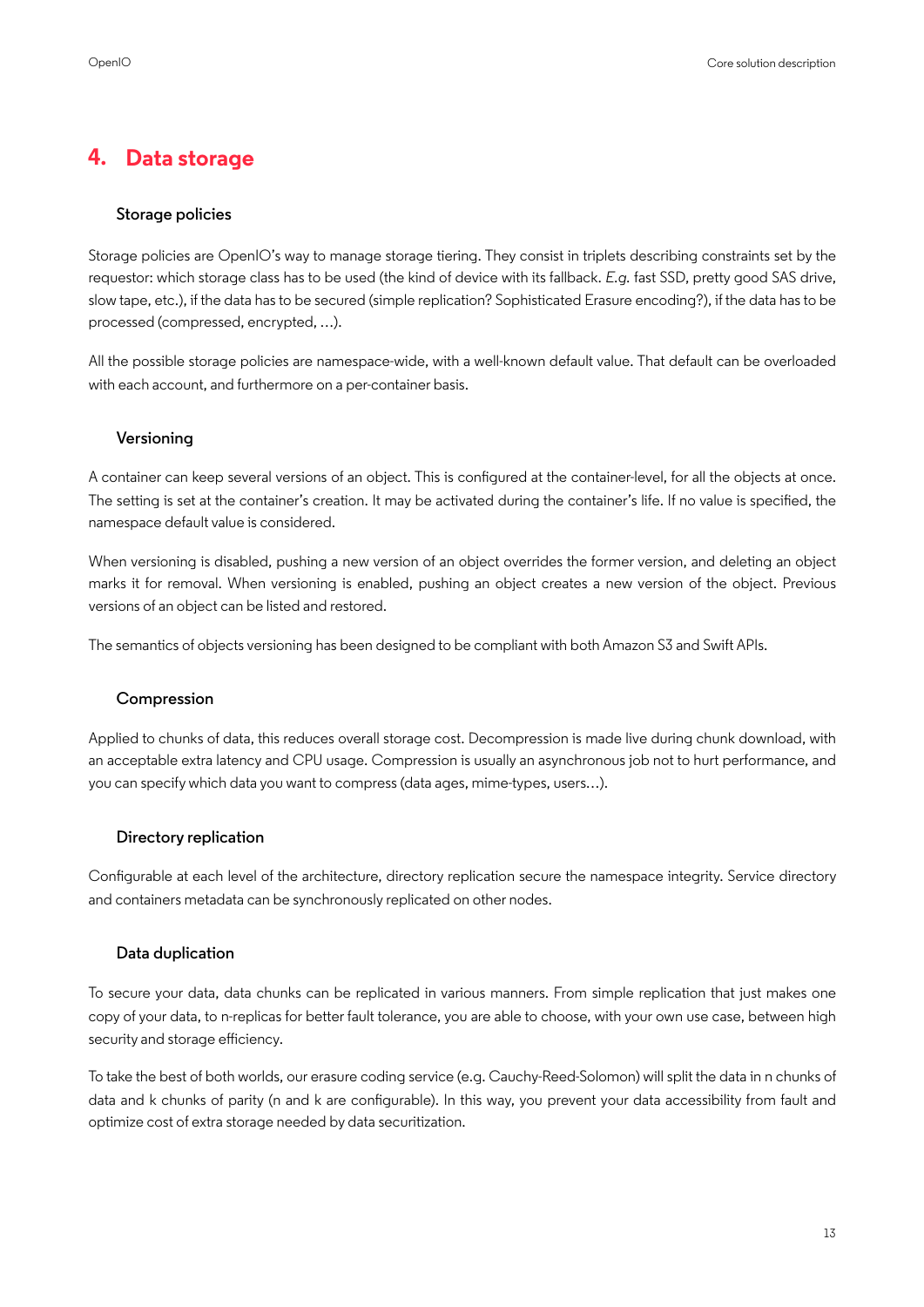# 4. Data storage

### Storage policies

Storage policies are OpenIO's way to manage storage tiering. They consist in triplets describing constraints set by the requestor: which storage class has to be used (the kind of device with its fallback. *E.g.* fast SSD, pretty good SAS drive, slow tape, etc.), if the data has to be secured (simple replication? Sophisticated Erasure encoding?), if the data has to be processed (compressed, encrypted, …).

All the possible storage policies are namespace-wide, with a well-known default value. That default can be overloaded with each account, and furthermore on a per-container basis.

### Versioning

A container can keep several versions of an object. This is configured at the container-level, for all the objects at once. The setting is set at the container's creation. It may be activated during the container's life. If no value is specified, the namespace default value is considered.

When versioning is disabled, pushing a new version of an object overrides the former version, and deleting an object marks it for removal. When versioning is enabled, pushing an object creates a new version of the object. Previous versions of an object can be listed and restored.

The semantics of objects versioning has been designed to be compliant with both Amazon S3 and Swift APIs.

### Compression

Applied to chunks of data, this reduces overall storage cost. Decompression is made live during chunk download, with an acceptable extra latency and CPU usage. Compression is usually an asynchronous job not to hurt performance, and you can specify which data you want to compress (data ages, mime-types, users…).

### Directory replication

Configurable at each level of the architecture, directory replication secure the namespace integrity. Service directory and containers metadata can be synchronously replicated on other nodes.

### Data duplication

To secure your data, data chunks can be replicated in various manners. From simple replication that just makes one copy of your data, to n-replicas for better fault tolerance, you are able to choose, with your own use case, between high security and storage efficiency.

To take the best of both worlds, our erasure coding service (e.g. Cauchy-Reed-Solomon) will split the data in n chunks of data and k chunks of parity (n and k are configurable). In this way, you prevent your data accessibility from fault and optimize cost of extra storage needed by data securitization.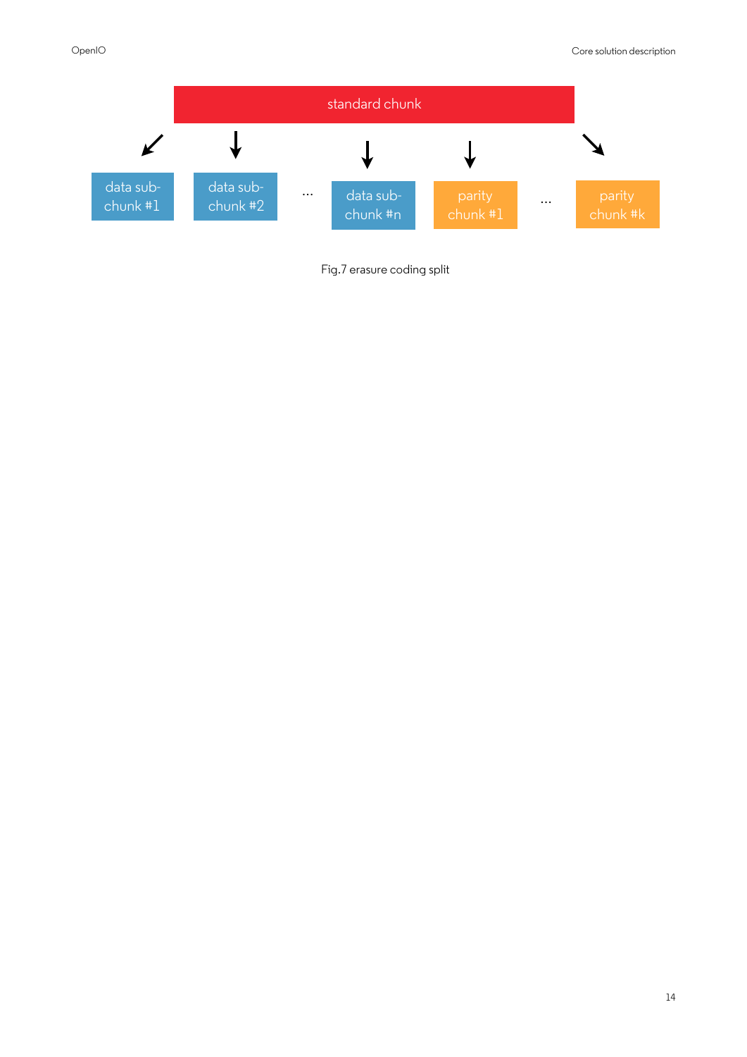standard chunk

data sub-chunk #1 | data sub-chunk #2 | ... | data sub-chunk #n | parity chunk #1 | ... | parity chunk #k

Fig.7 erasure coding split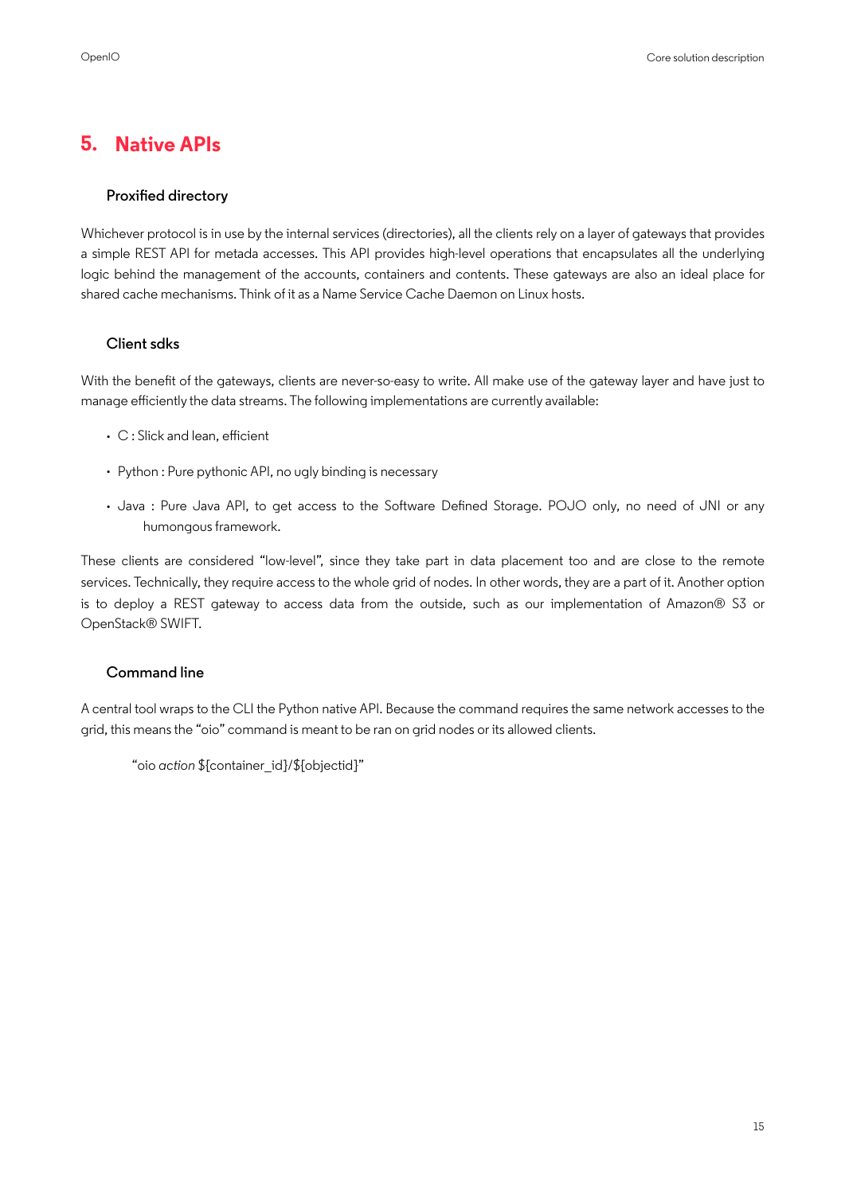# 5. Native APIs

### Proxified directory

Whichever protocol is in use by the internal services (directories), all the clients rely on a layer of gateways that provides a simple REST API for metada accesses. This API provides high-level operations that encapsulates all the underlying logic behind the management of the accounts, containers and contents. These gateways are also an ideal place for shared cache mechanisms. Think of it as a Name Service Cache Daemon on Linux hosts.

### Client sdks

With the benefit of the gateways, clients are never-so-easy to write. All make use of the gateway layer and have just to manage efficiently the data streams. The following implementations are currently available:

- C : Slick and lean, efficient
- Python : Pure pythonic API, no ugly binding is necessary
- Java : Pure Java API, to get access to the Software Defined Storage. POJO only, no need of JNI or any humongous framework.

These clients are considered “low-level”, since they take part in data placement too and are close to the remote services. Technically, they require access to the whole grid of nodes. In other words, they are a part of it. Another option is to deploy a REST gateway to access data from the outside, such as our implementation of Amazon® S3 or OpenStack® SWIFT.

### Command line

A central tool wraps to the CLI the Python native API. Because the command requires the same network accesses to the grid, this means the “oio” command is meant to be ran on grid nodes or its allowed clients.

“oio *action* ${container_id}/${objectid}”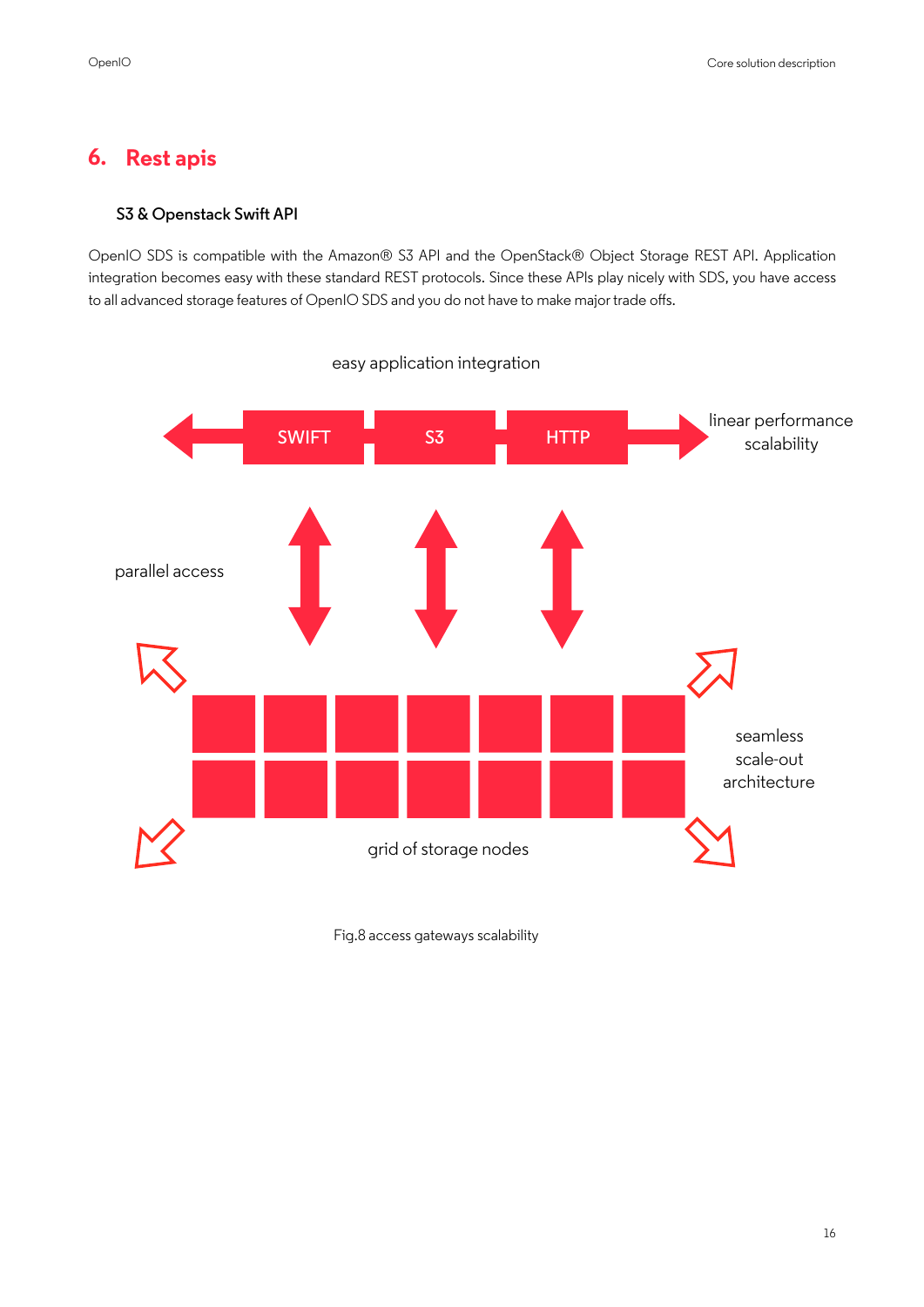# 6. Rest apis

### S3 & Openstack Swift API

OpenIO SDS is compatible with the Amazon® S3 API and the OpenStack® Object Storage REST API. Application integration becomes easy with these standard REST protocols. Since these APIs play nicely with SDS, you have access to all advanced storage features of OpenIO SDS and you do not have to make major trade offs.

Fig.8 access gateways scalability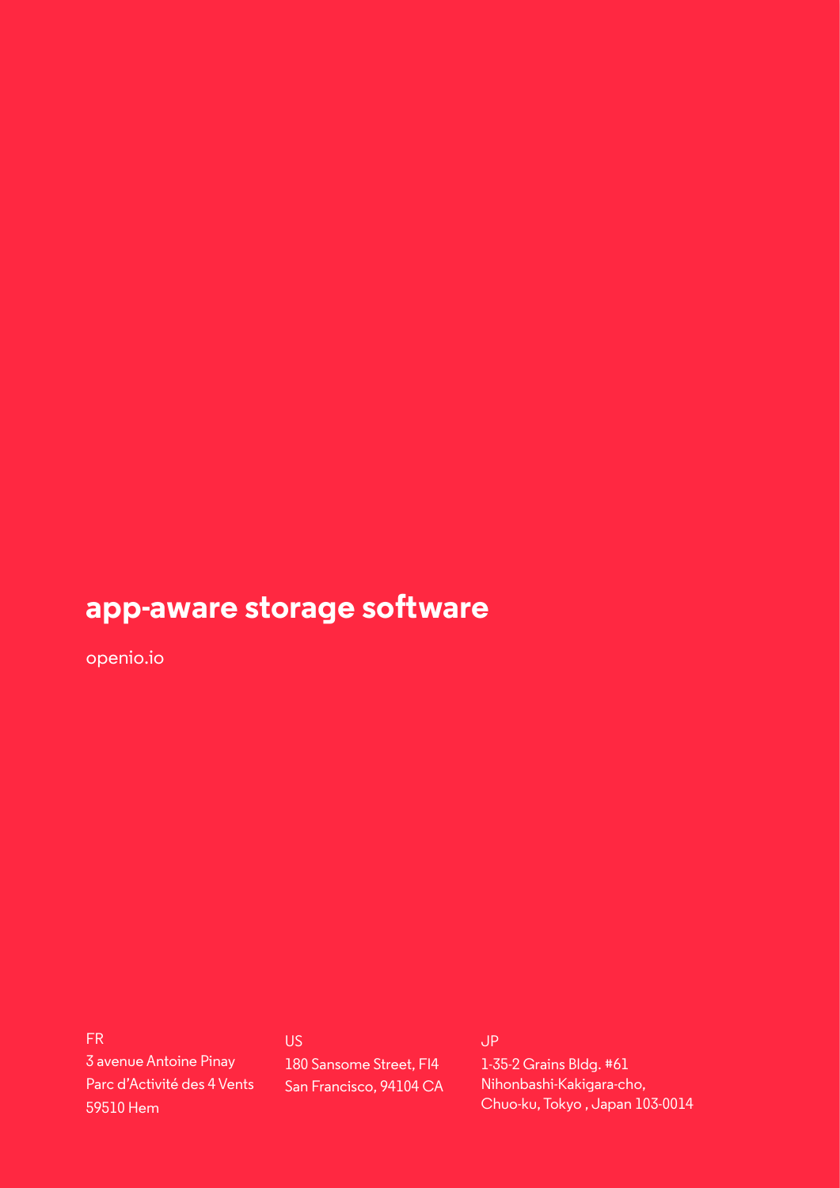**app-aware storage software**

openio.io

FR
3 avenue Antoine Pinay
Parc d'Activité des 4 Vents
59510 Hem

US
180 Sansome Street, Fl4
San Francisco, 94104 CA

JP
1-35-2 Grains Bldg. #61
Nihonbashi-Kakigara-cho,
Chuo-ku, Tokyo , Japan 103-0014